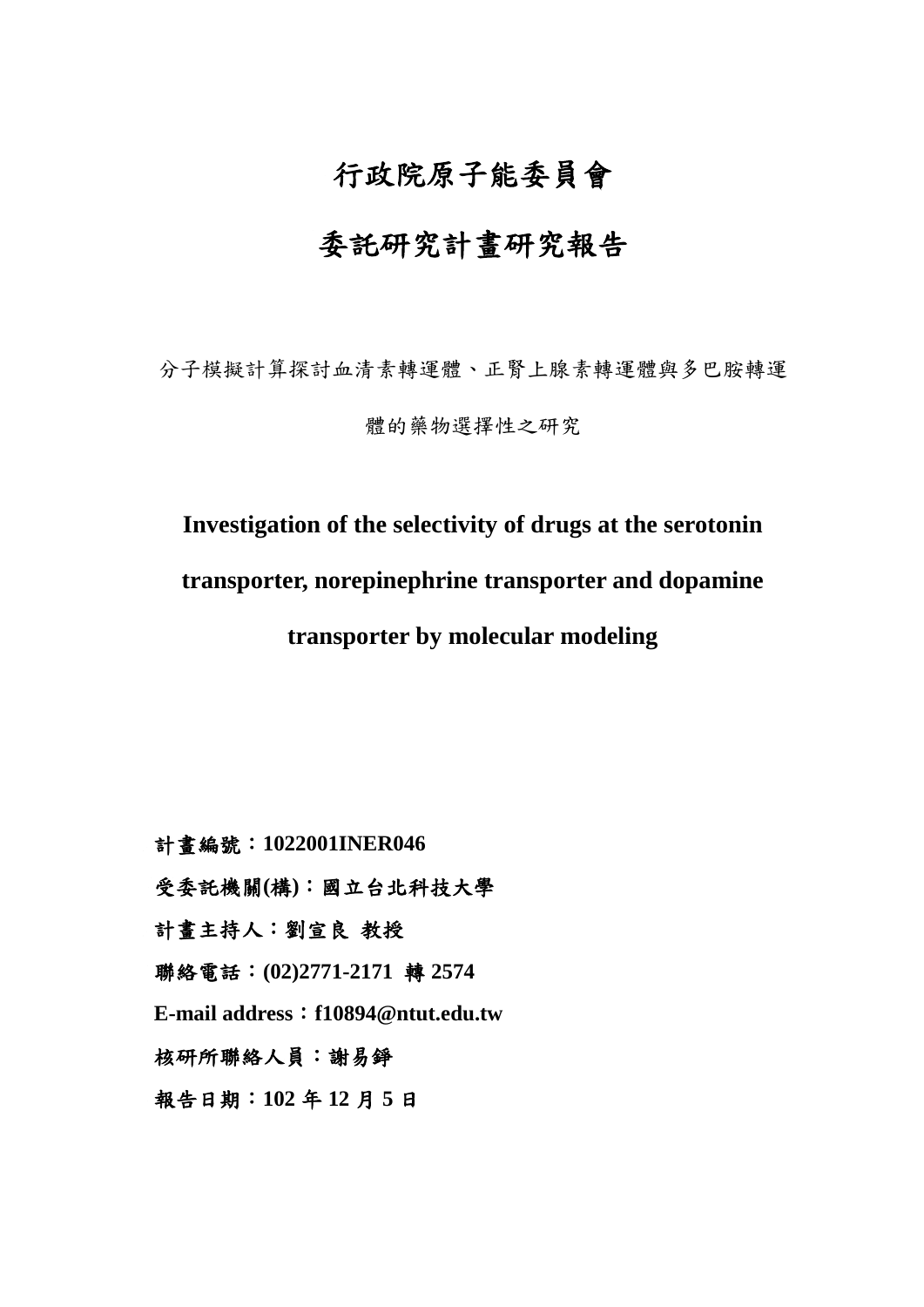# 行政院原子能委員會

# 委託研究計畫研究報告

分子模擬計算探討血清素轉運體、正腎上腺素轉運體與多巴胺轉運體的藥物選擇性之研究

**Investigation of the selectivity of drugs at the serotonin transporter, norepinephrine transporter and dopamine transporter by molecular modeling**

**計畫編號：1022001INER046**

**受委託機關(構)：國立台北科技大學**

**計畫主持人：劉宣良 教授**

**聯絡電話：(02)2771-2171 轉 2574**

**E-mail address：f10894@ntut.edu.tw**

**核研所聯絡人員：謝易錚**

**報告日期：102 年 12 月 5 日**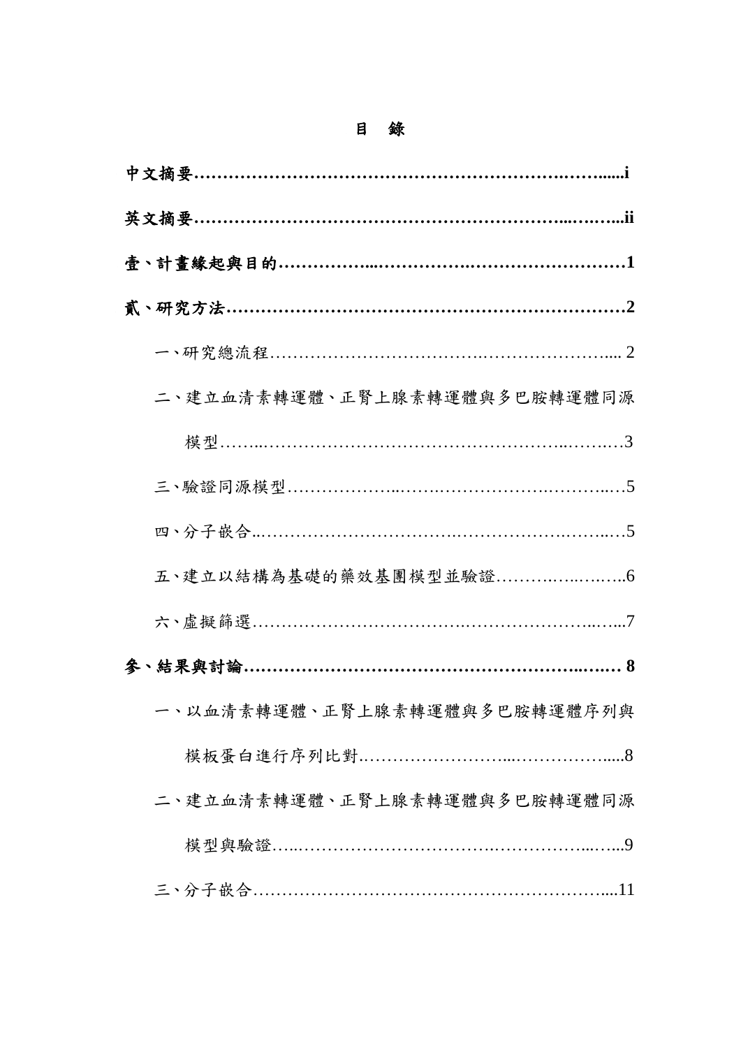# 目　錄

**中文摘要……………………………………………………………………......i**

**英文摘要…………………………………………………………...…….....ii**

**壹、計畫緣起與目的……………....……………………………………………1**

**貳、研究方法……………………………………………………………………2**

一、研究總流程……………………………………………………..... 2

二、建立血清素轉運體、正腎上腺素轉運體與多巴胺轉運體同源

模型……..…………………………………………………..……..…3

三、驗證同源模型………………..………………………….………...…5

四、分子嵌合..………………………….……………………….……..…5

五、建立以結構為基礎的藥效基團模型並驗證……….….…….…...6

六、虛擬篩選……………………………….…………………..…...7

**參、結果與討論……………………………………………………...…… 8**

一、以血清素轉運體、正腎上腺素轉運體與多巴胺轉運體序列與

模板蛋白進行序列比對.……………………...……………….....8

二、建立血清素轉運體、正腎上腺素轉運體與多巴胺轉運體同源

模型與驗證…..……………………….…………….…...…...9

三、分子嵌合……………………………………………………....11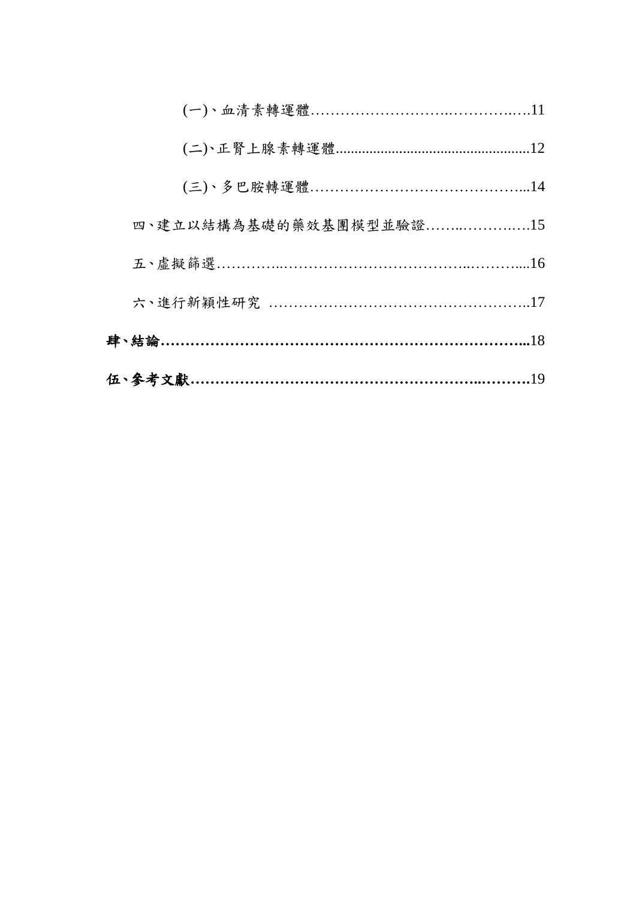(一)、血清素轉運體…………………….………….….11

(二)、正腎上腺素轉運體...................................................12

(三)、多巴胺轉運體……………………………………...14

四、建立以結構為基礎的藥效基團模型並驗證……..……….….15

五、虛擬篩選…………..……………………………..………....16

六、進行新穎性研究 ……………………………………………..17

**肆、結論……………………………………………………………...**18

**伍、參考文獻…………………………………………….……….**19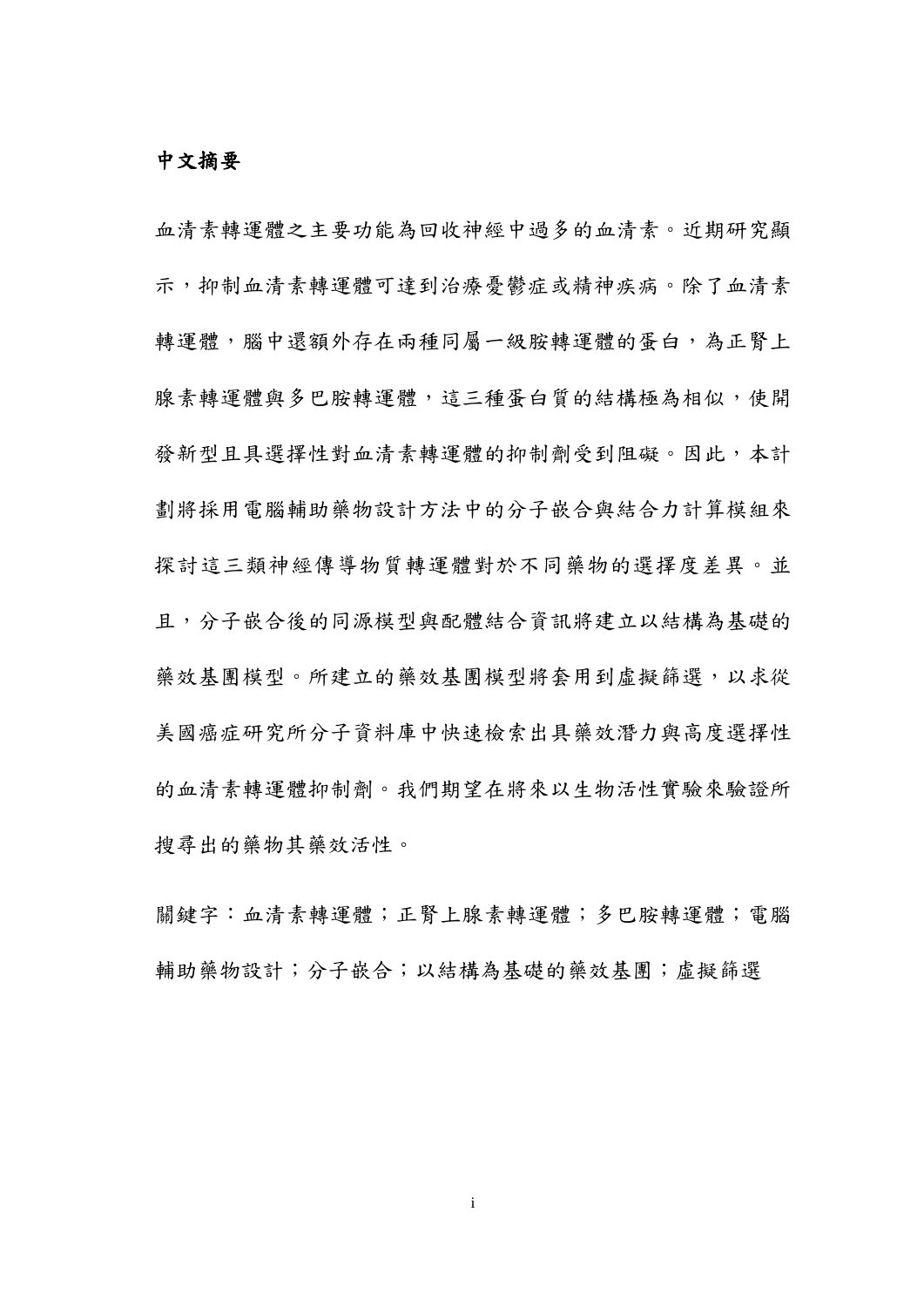## 中文摘要

血清素轉運體之主要功能為回收神經中過多的血清素。近期研究顯示，抑制血清素轉運體可達到治療憂鬱症或精神疾病。除了血清素轉運體，腦中還額外存在兩種同屬一級胺轉運體的蛋白，為正腎上腺素轉運體與多巴胺轉運體，這三種蛋白質的結構極為相似，使開發新型且具選擇性對血清素轉運體的抑制劑受到阻礙。因此，本計劃將採用電腦輔助藥物設計方法中的分子嵌合與結合力計算模組來探討這三類神經傳導物質轉運體對於不同藥物的選擇度差異。並且，分子嵌合後的同源模型與配體結合資訊將建立以結構為基礎的藥效基團模型。所建立的藥效基團模型將套用到虛擬篩選，以求從美國癌症研究所分子資料庫中快速檢索出具藥效潛力與高度選擇性的血清素轉運體抑制劑。我們期望在將來以生物活性實驗來驗證所搜尋出的藥物其藥效活性。

關鍵字：血清素轉運體；正腎上腺素轉運體；多巴胺轉運體；電腦輔助藥物設計；分子嵌合；以結構為基礎的藥效基團；虛擬篩選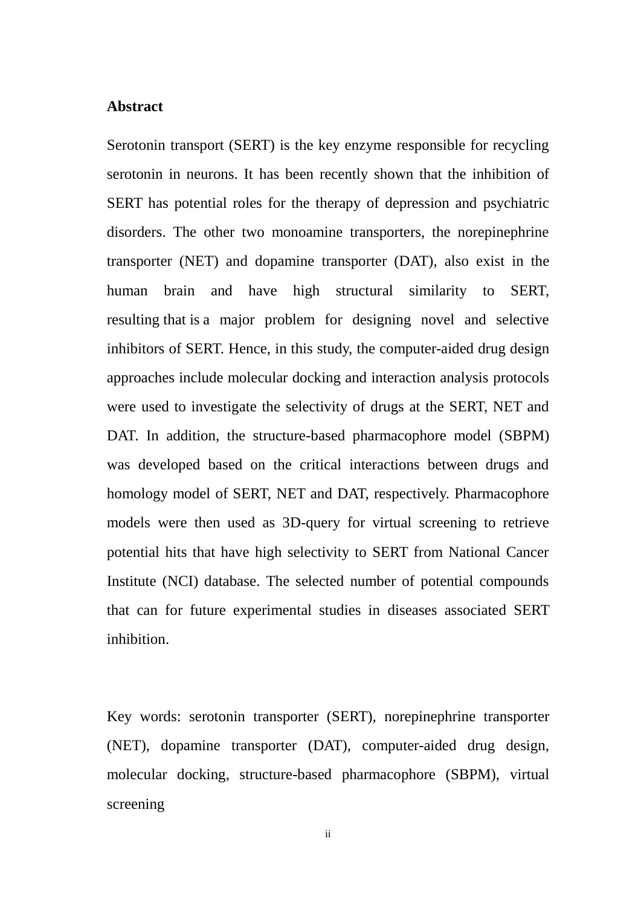## Abstract

Serotonin transport (SERT) is the key enzyme responsible for recycling serotonin in neurons. It has been recently shown that the inhibition of SERT has potential roles for the therapy of depression and psychiatric disorders. The other two monoamine transporters, the norepinephrine transporter (NET) and dopamine transporter (DAT), also exist in the human brain and have high structural similarity to SERT, resulting that is a major problem for designing novel and selective inhibitors of SERT. Hence, in this study, the computer-aided drug design approaches include molecular docking and interaction analysis protocols were used to investigate the selectivity of drugs at the SERT, NET and DAT. In addition, the structure-based pharmacophore model (SBPM) was developed based on the critical interactions between drugs and homology model of SERT, NET and DAT, respectively. Pharmacophore models were then used as 3D-query for virtual screening to retrieve potential hits that have high selectivity to SERT from National Cancer Institute (NCI) database. The selected number of potential compounds that can for future experimental studies in diseases associated SERT inhibition.

Key words: serotonin transporter (SERT), norepinephrine transporter (NET), dopamine transporter (DAT), computer-aided drug design, molecular docking, structure-based pharmacophore (SBPM), virtual screening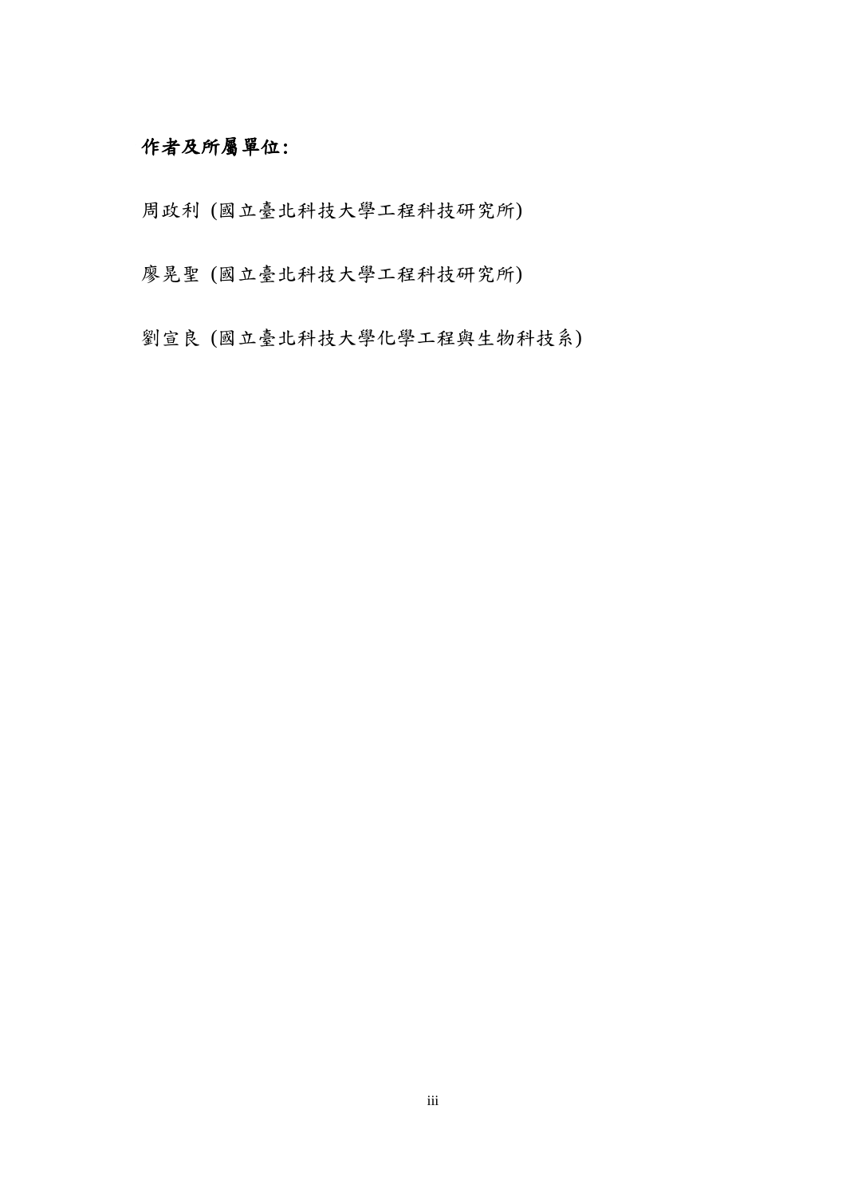**作者及所屬單位：**

周政利 (國立臺北科技大學工程科技研究所)

廖晃聖 (國立臺北科技大學工程科技研究所)

劉宣良 (國立臺北科技大學化學工程與生物科技系)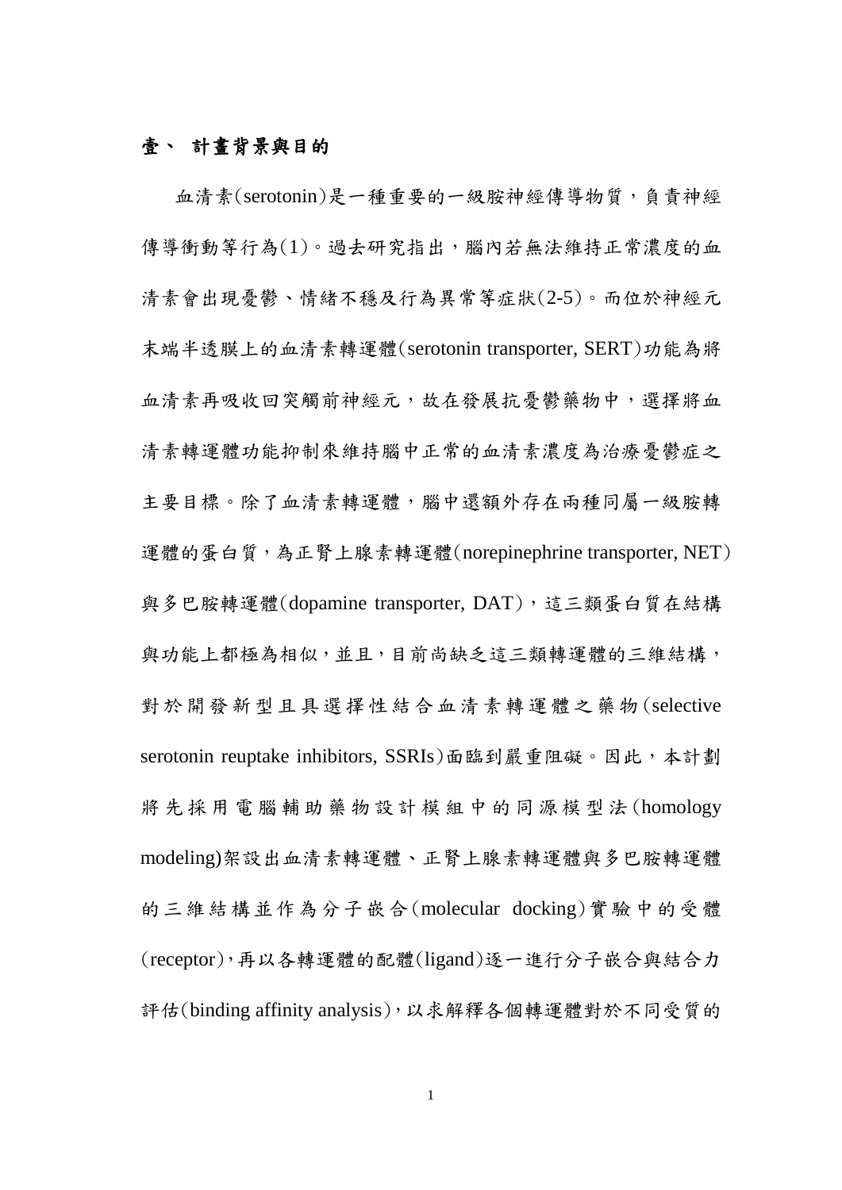# 壹、 計畫背景與目的

血清素(serotonin)是一種重要的一級胺神經傳導物質，負責神經傳導衝動等行為(1)。過去研究指出，腦內若無法維持正常濃度的血清素會出現憂鬱、情緒不穩及行為異常等症狀(2-5)。而位於神經元末端半透膜上的血清素轉運體(serotonin transporter, SERT)功能為將血清素再吸收回突觸前神經元，故在發展抗憂鬱藥物中，選擇將血清素轉運體功能抑制來維持腦中正常的血清素濃度為治療憂鬱症之主要目標。除了血清素轉運體，腦中還額外存在兩種同屬一級胺轉運體的蛋白質，為正腎上腺素轉運體(norepinephrine transporter, NET)與多巴胺轉運體(dopamine transporter, DAT)，這三類蛋白質在結構與功能上都極為相似，並且，目前尚缺乏這三類轉運體的三維結構，對於開發新型且具選擇性結合血清素轉運體之藥物(selective serotonin reuptake inhibitors, SSRIs)面臨到嚴重阻礙。因此，本計劃將先採用電腦輔助藥物設計模組中的同源模型法(homology modeling)架設出血清素轉運體、正腎上腺素轉運體與多巴胺轉運體的三維結構並作為分子嵌合(molecular docking)實驗中的受體(receptor)，再以各轉運體的配體(ligand)逐一進行分子嵌合與結合力評估(binding affinity analysis)，以求解釋各個轉運體對於不同受質的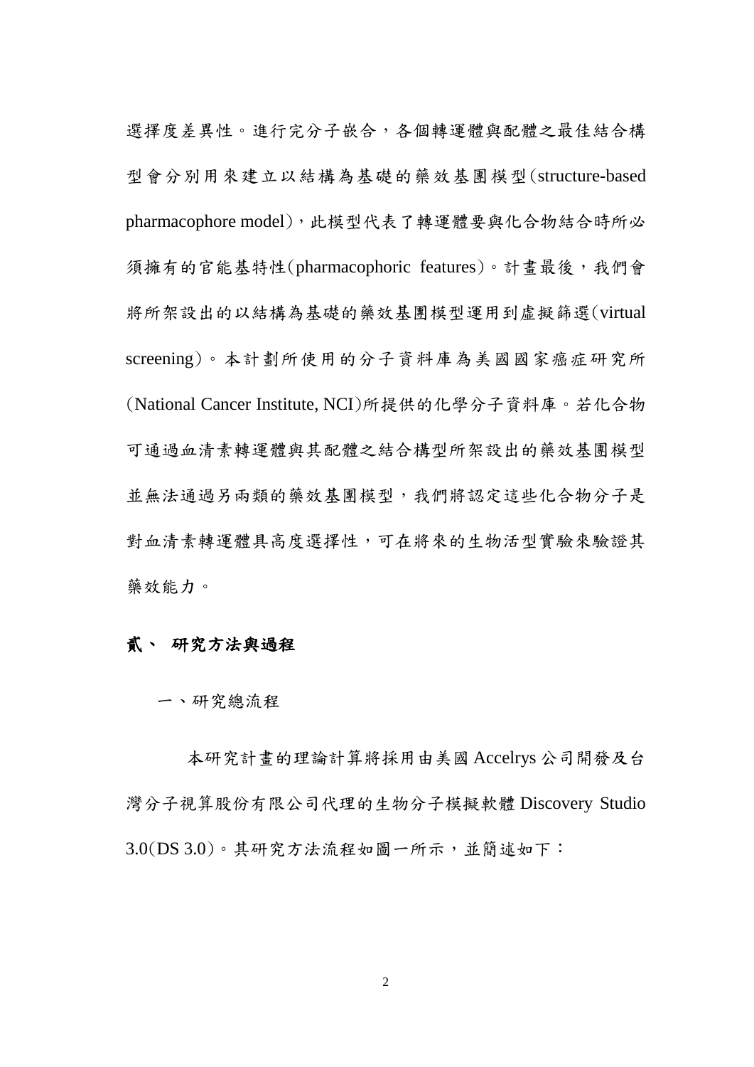選擇度差異性。進行完分子嵌合，各個轉運體與配體之最佳結合構型會分別用來建立以結構為基礎的藥效基團模型(structure-based pharmacophore model)，此模型代表了轉運體要與化合物結合時所必須擁有的官能基特性(pharmacophoric features)。計畫最後，我們會將所架設出的以結構為基礎的藥效基團模型運用到虛擬篩選(virtual screening)。本計劃所使用的分子資料庫為美國國家癌症研究所(National Cancer Institute, NCI)所提供的化學分子資料庫。若化合物可通過血清素轉運體與其配體之結合構型所架設出的藥效基團模型並無法通過另兩類的藥效基團模型，我們將認定這些化合物分子是對血清素轉運體具高度選擇性，可在將來的生物活型實驗來驗證其藥效能力。

## 貳、 研究方法與過程

### 一、研究總流程

本研究計畫的理論計算將採用由美國 Accelrys 公司開發及台灣分子視算股份有限公司代理的生物分子模擬軟體 Discovery Studio 3.0(DS 3.0)。其研究方法流程如圖一所示，並簡述如下：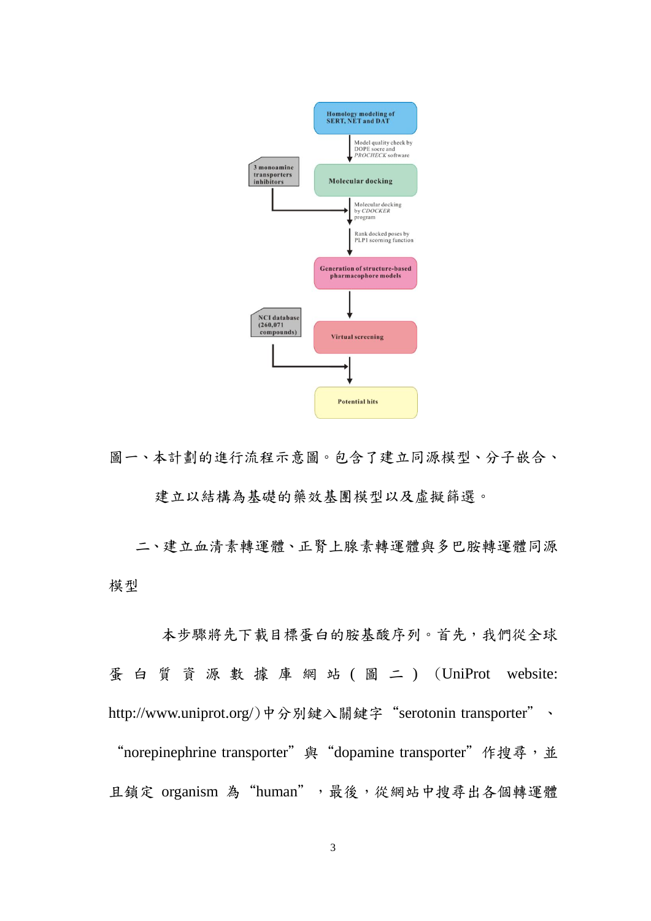Homology modeling of SERT, NET and DAT

Model quality check by DOPE socre and *PROCHECK* software

3 monoamine transporters inhibitors

Molecular docking

Molecular docking by *CDOCKER* program

Rank docked poses by PLP1 scorning function

Generation of structure-based pharmacophore models

NCI database (260,071 compounds)

Virtual screening

Potential hits

圖一、本計劃的進行流程示意圖。包含了建立同源模型、分子嵌合、建立以結構為基礎的藥效基團模型以及虛擬篩選。

## 二、建立血清素轉運體、正腎上腺素轉運體與多巴胺轉運體同源模型

本步驟將先下載目標蛋白的胺基酸序列。首先，我們從全球蛋白質資源數據庫網站(圖二)（UniProt website: http://www.uniprot.org/）中分別鍵入關鍵字“serotonin transporter”、“norepinephrine transporter”與“dopamine transporter”作搜尋，並且鎖定 organism 為“human”，最後，從網站中搜尋出各個轉運體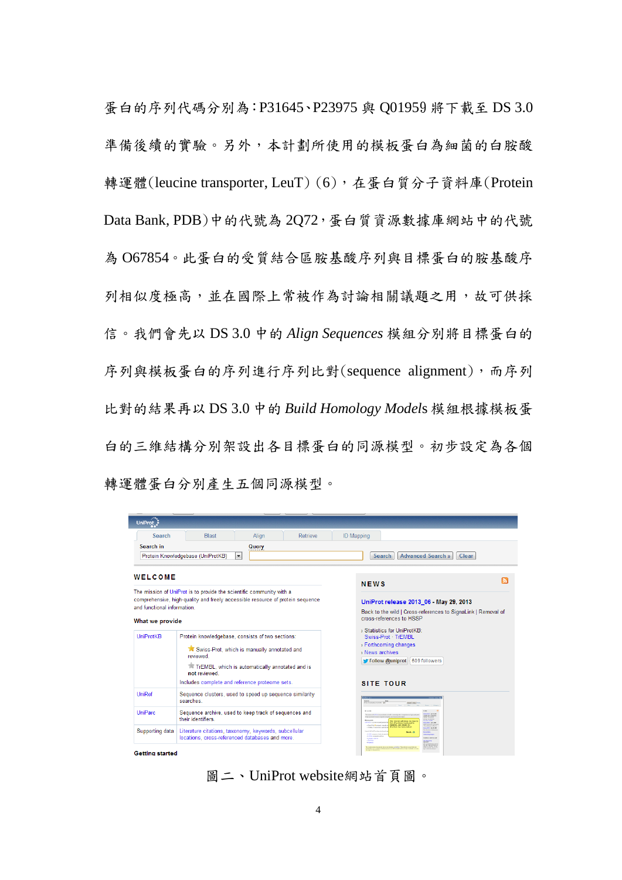蛋白的序列代碼分別為：P31645、P23975 與 Q01959 將下載至 DS 3.0 準備後續的實驗。另外，本計劃所使用的模板蛋白為細菌的白胺酸轉運體(leucine transporter, LeuT)(6)，在蛋白質分子資料庫(Protein Data Bank, PDB)中的代號為 2Q72，蛋白質資源數據庫網站中的代號為 O67854。此蛋白的受質結合區胺基酸序列與目標蛋白的胺基酸序列相似度極高，並在國際上常被作為討論相關議題之用，故可供採信。我們會先以 DS 3.0 中的 *Align Sequences* 模組分別將目標蛋白的序列與模板蛋白的序列進行序列比對(sequence alignment)，而序列比對的結果再以 DS 3.0 中的 *Build Homology Models* 模組根據模板蛋白的三維結構分別架設出各目標蛋白的同源模型。初步設定為各個轉運體蛋白分別產生五個同源模型。

圖二、UniProt website網站首頁圖。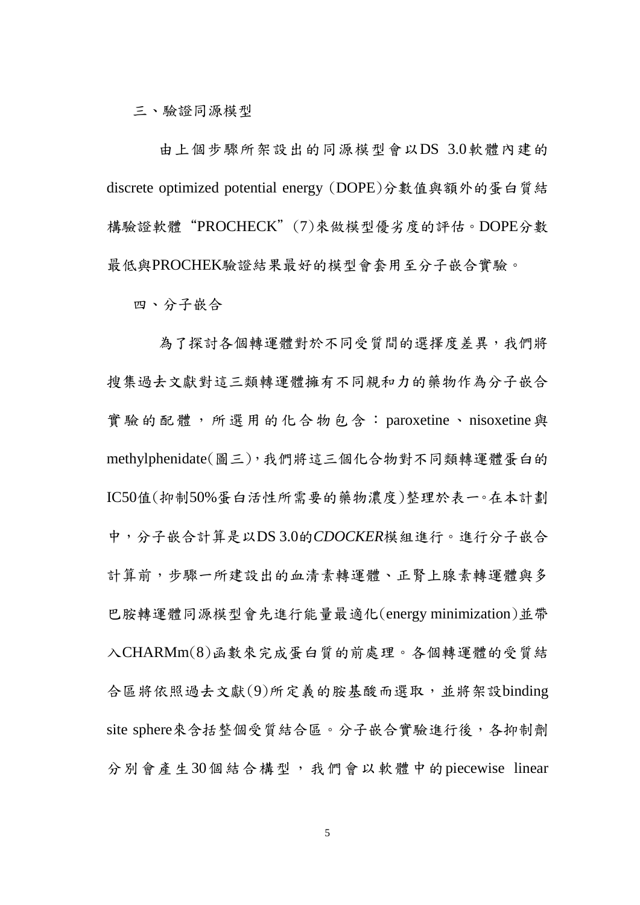三、驗證同源模型

由上個步驟所架設出的同源模型會以DS 3.0軟體內建的discrete optimized potential energy (DOPE)分數值與額外的蛋白質結構驗證軟體“PROCHECK”(7)來做模型優劣度的評估。DOPE分數最低與PROCHEK驗證結果最好的模型會套用至分子嵌合實驗。

四、分子嵌合

為了探討各個轉運體對於不同受質間的選擇度差異，我們將搜集過去文獻對這三類轉運體擁有不同親和力的藥物作為分子嵌合實驗的配體，所選用的化合物包含：paroxetine、nisoxetine與methylphenidate(圖三)，我們將這三個化合物對不同類轉運體蛋白的IC50值(抑制50%蛋白活性所需要的藥物濃度)整理於表一。在本計劃中，分子嵌合計算是以DS 3.0的*CDOCKER*模組進行。進行分子嵌合計算前，步驟一所建設出的血清素轉運體、正腎上腺素轉運體與多巴胺轉運體同源模型會先進行能量最適化(energy minimization)並帶入CHARMm(8)函數來完成蛋白質的前處理。各個轉運體的受質結合區將依照過去文獻(9)所定義的胺基酸而選取，並將架設binding site sphere來含括整個受質結合區。分子嵌合實驗進行後，各抑制劑分別會產生30個結合構型，我們會以軟體中的piecewise linear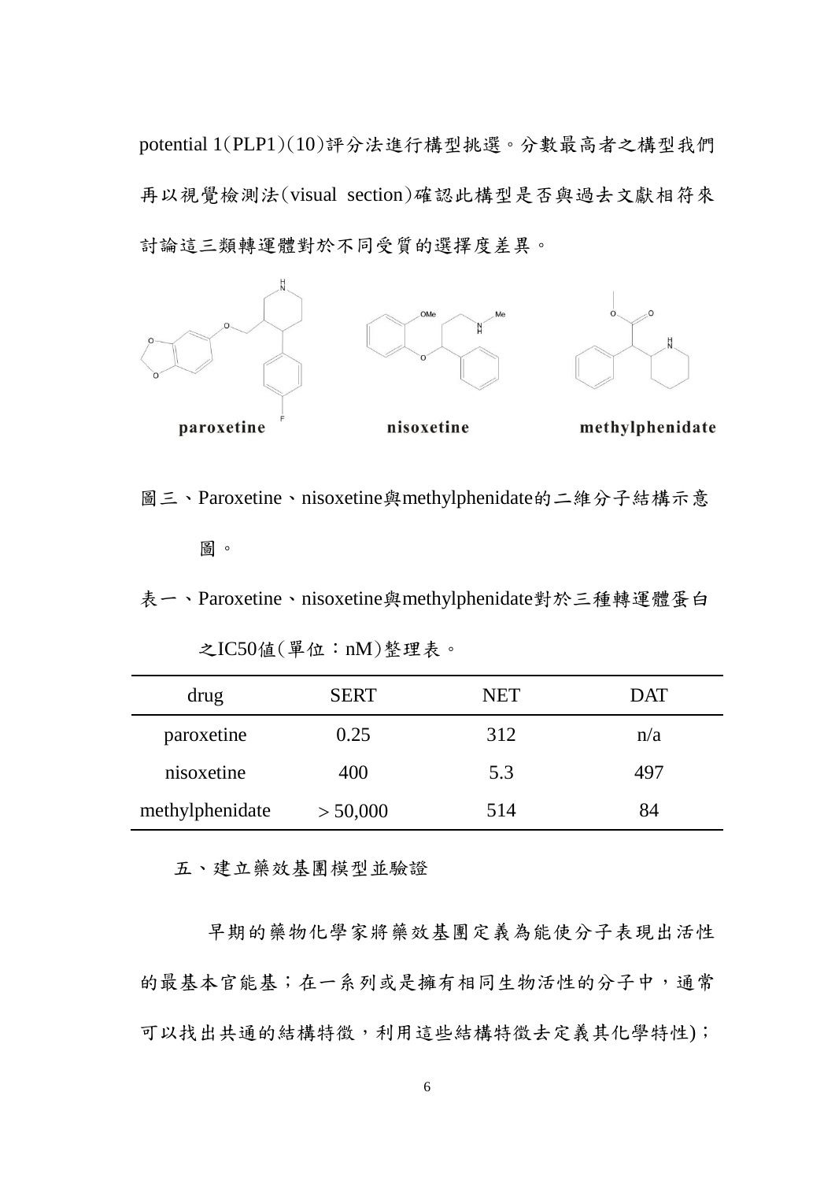potential 1(PLP1)(10)評分法進行構型挑選。分數最高者之構型我們再以視覺檢測法(visual section)確認此構型是否與過去文獻相符來討論這三類轉運體對於不同受質的選擇度差異。

paroxetine　　nisoxetine　　methylphenidate

圖三、Paroxetine、nisoxetine與methylphenidate的二維分子結構示意圖。

表一、Paroxetine、nisoxetine與methylphenidate對於三種轉運體蛋白之IC50值(單位：nM)整理表。

| drug | SERT | NET | DAT |
|---|---|---|---|
| paroxetine | 0.25 | 312 | n/a |
| nisoxetine | 400 | 5.3 | 497 |
| methylphenidate | ＞50,000 | 514 | 84 |

五、建立藥效基團模型並驗證

早期的藥物化學家將藥效基團定義為能使分子表現出活性的最基本官能基；在一系列或是擁有相同生物活性的分子中，通常可以找出共通的結構特徵，利用這些結構特徵去定義其化學特性)；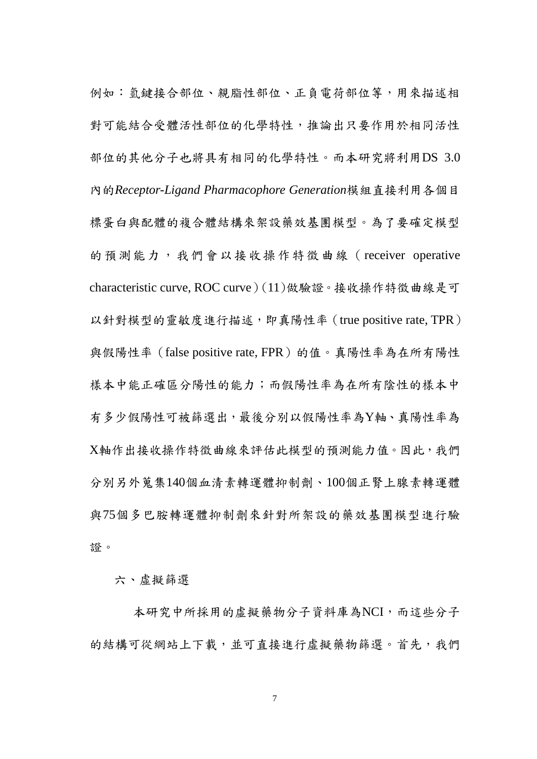例如：氫鍵接合部位、親脂性部位、正負電荷部位等，用來描述相對可能結合受體活性部位的化學特性，推論出只要作用於相同活性部位的其他分子也將具有相同的化學特性。而本研究將利用DS 3.0內的*Receptor-Ligand Pharmacophore Generation*模組直接利用各個目標蛋白與配體的複合體結構來架設藥效基團模型。為了要確定模型的預測能力，我們會以接收操作特徵曲線（receiver operative characteristic curve, ROC curve）(11)做驗證。接收操作特徵曲線是可以針對模型的靈敏度進行描述，即真陽性率（true positive rate, TPR）與假陽性率（false positive rate, FPR）的值。真陽性率為在所有陽性樣本中能正確區分陽性的能力；而假陽性率為在所有陰性的樣本中有多少假陽性可被篩選出，最後分別以假陽性率為Y軸、真陽性率為X軸作出接收操作特徵曲線來評估此模型的預測能力值。因此，我們分別另外蒐集140個血清素轉運體抑制劑、100個正腎上腺素轉運體與75個多巴胺轉運體抑制劑來針對所架設的藥效基團模型進行驗證。

六、虛擬篩選

本研究中所採用的虛擬藥物分子資料庫為NCI，而這些分子的結構可從網站上下載，並可直接進行虛擬藥物篩選。首先，我們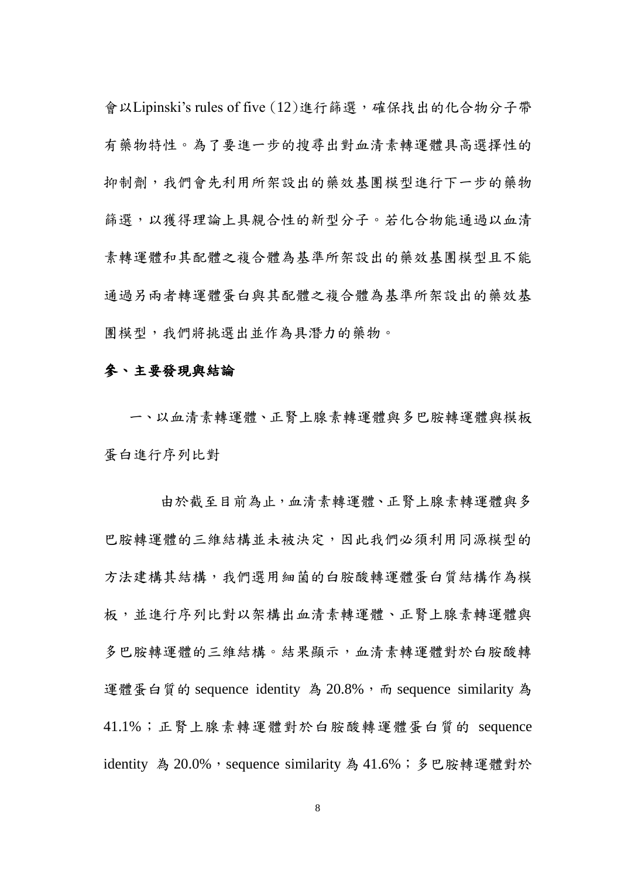會以Lipinski's rules of five (12)進行篩選，確保找出的化合物分子帶有藥物特性。為了要進一步的搜尋出對血清素轉運體具高選擇性的抑制劑，我們會先利用所架設出的藥效基團模型進行下一步的藥物篩選，以獲得理論上具親合性的新型分子。若化合物能通過以血清素轉運體和其配體之複合體為基準所架設出的藥效基團模型且不能通過另兩者轉運體蛋白與其配體之複合體為基準所架設出的藥效基團模型，我們將挑選出並作為具潛力的藥物。

## 參、主要發現與結論

### 一、以血清素轉運體、正腎上腺素轉運體與多巴胺轉運體與模板蛋白進行序列比對

由於截至目前為止，血清素轉運體、正腎上腺素轉運體與多巴胺轉運體的三維結構並未被決定，因此我們必須利用同源模型的方法建構其結構，我們選用細菌的白胺酸轉運體蛋白質結構作為模板，並進行序列比對以架構出血清素轉運體、正腎上腺素轉運體與多巴胺轉運體的三維結構。結果顯示，血清素轉運體對於白胺酸轉運體蛋白質的 sequence identity 為 20.8%，而 sequence similarity 為 41.1%；正腎上腺素轉運體對於白胺酸轉運體蛋白質的 sequence identity 為 20.0%，sequence similarity 為 41.6%；多巴胺轉運體對於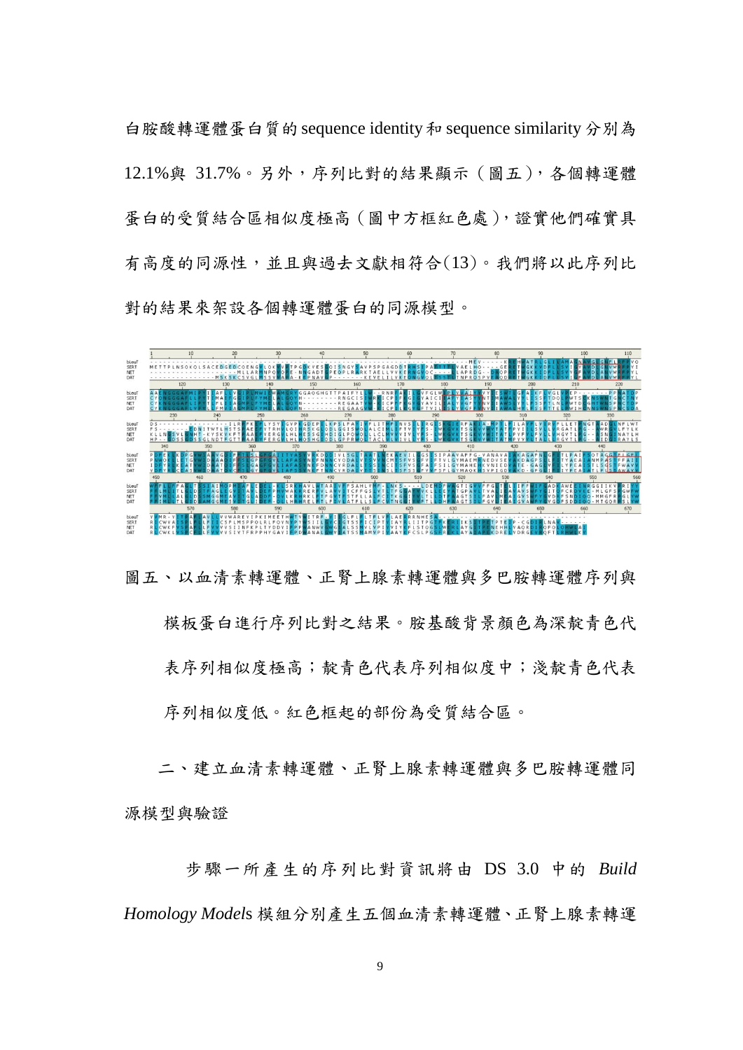白胺酸轉運體蛋白質的 sequence identity 和 sequence similarity 分別為 12.1%與 31.7%。另外，序列比對的結果顯示（圖五），各個轉運體蛋白的受質結合區相似度極高（圖中方框紅色處），證實他們確實具有高度的同源性，並且與過去文獻相符合(13)。我們將以此序列比對的結果來架設各個轉運體蛋白的同源模型。

圖五、以血清素轉運體、正腎上腺素轉運體與多巴胺轉運體序列與模板蛋白進行序列比對之結果。胺基酸背景顏色為深靛青色代表序列相似度極高；靛青色代表序列相似度中；淺靛青色代表序列相似度低。紅色框起的部份為受質結合區。

## 二、建立血清素轉運體、正腎上腺素轉運體與多巴胺轉運體同源模型與驗證

步驟一所產生的序列比對資訊將由 DS 3.0 中的 *Build Homology Models* 模組分別產生五個血清素轉運體、正腎上腺素轉運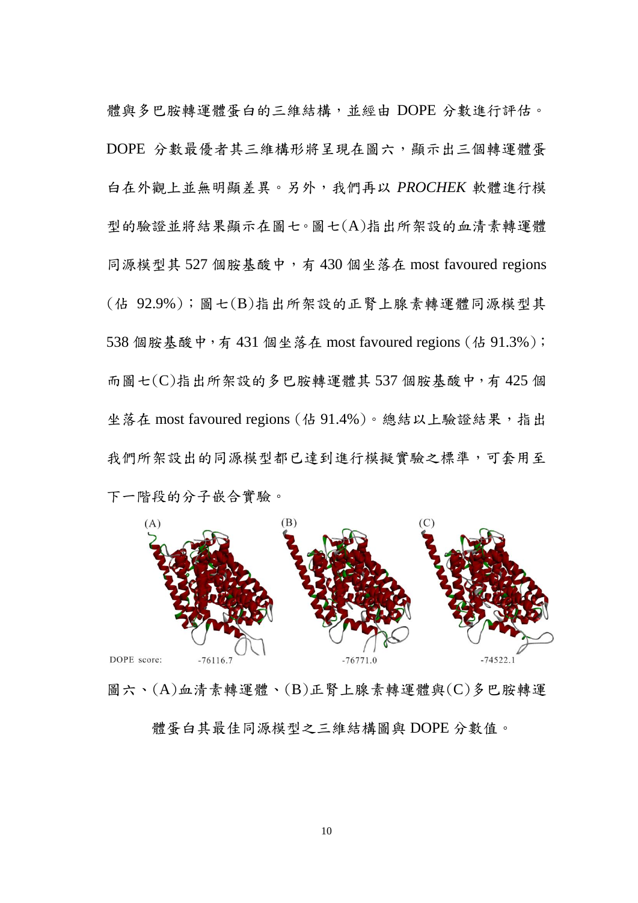體與多巴胺轉運體蛋白的三維結構，並經由 DOPE 分數進行評估。DOPE 分數最優者其三維構形將呈現在圖六，顯示出三個轉運體蛋白在外觀上並無明顯差異。另外，我們再以 *PROCHEK* 軟體進行模型的驗證並將結果顯示在圖七。圖七(A)指出所架設的血清素轉運體同源模型其 527 個胺基酸中，有 430 個坐落在 most favoured regions（佔 92.9%）；圖七(B)指出所架設的正腎上腺素轉運體同源模型其 538 個胺基酸中，有 431 個坐落在 most favoured regions（佔 91.3%）；而圖七(C)指出所架設的多巴胺轉運體其 537 個胺基酸中，有 425 個坐落在 most favoured regions（佔 91.4%）。總結以上驗證結果，指出我們所架設出的同源模型都已達到進行模擬實驗之標準，可套用至下一階段的分子嵌合實驗。

(A) (B) (C)

DOPE score: -76116.7 -76771.0 -74522.1

圖六、(A)血清素轉運體、(B)正腎上腺素轉運體與(C)多巴胺轉運體蛋白其最佳同源模型之三維結構圖與 DOPE 分數值。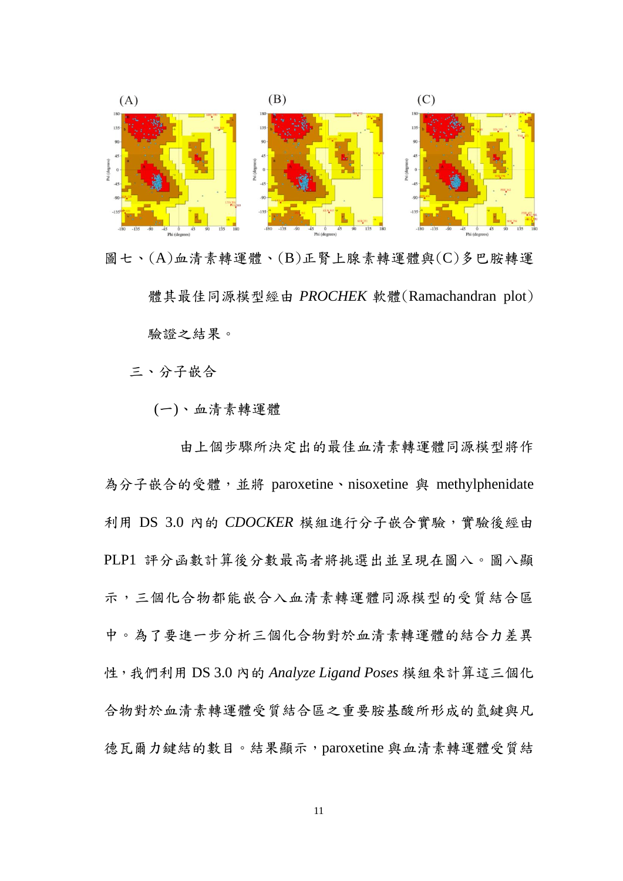圖七、(A)血清素轉運體、(B)正腎上腺素轉運體與(C)多巴胺轉運體其最佳同源模型經由 *PROCHEK* 軟體(Ramachandran plot)驗證之結果。

三、分子嵌合

(一)、血清素轉運體

由上個步驟所決定出的最佳血清素轉運體同源模型將作為分子嵌合的受體，並將 paroxetine、nisoxetine 與 methylphenidate 利用 DS 3.0 內的 *CDOCKER* 模組進行分子嵌合實驗，實驗後經由 PLP1 評分函數計算後分數最高者將挑選出並呈現在圖八。圖八顯示，三個化合物都能嵌合入血清素轉運體同源模型的受質結合區中。為了要進一步分析三個化合物對於血清素轉運體的結合力差異性，我們利用 DS 3.0 內的 *Analyze Ligand Poses* 模組來計算這三個化合物對於血清素轉運體受質結合區之重要胺基酸所形成的氫鍵與凡德瓦爾力鍵結的數目。結果顯示，paroxetine 與血清素轉運體受質結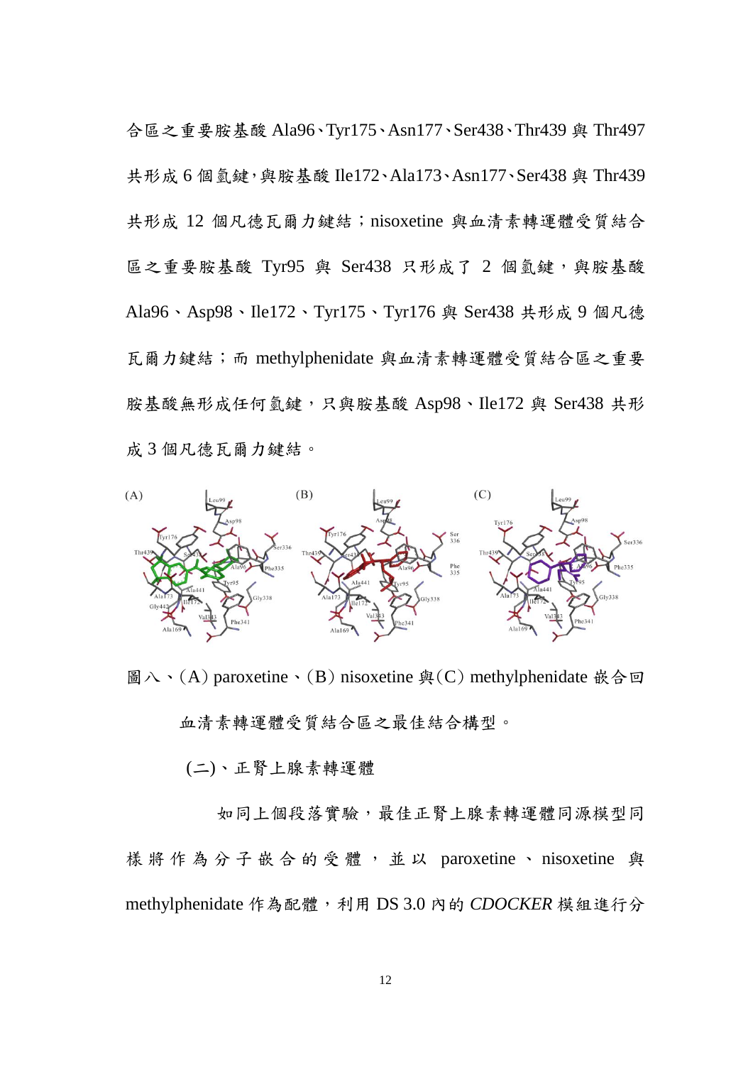合區之重要胺基酸 Ala96、Tyr175、Asn177、Ser438、Thr439 與 Thr497 共形成 6 個氫鍵，與胺基酸 Ile172、Ala173、Asn177、Ser438 與 Thr439 共形成 12 個凡德瓦爾力鍵結；nisoxetine 與血清素轉運體受質結合區之重要胺基酸 Tyr95 與 Ser438 只形成了 2 個氫鍵，與胺基酸 Ala96、Asp98、Ile172、Tyr175、Tyr176 與 Ser438 共形成 9 個凡德瓦爾力鍵結；而 methylphenidate 與血清素轉運體受質結合區之重要胺基酸無形成任何氫鍵，只與胺基酸 Asp98、Ile172 與 Ser438 共形成 3 個凡德瓦爾力鍵結。

圖八、(A) paroxetine、(B) nisoxetine 與 (C) methylphenidate 嵌合回血清素轉運體受質結合區之最佳結合構型。

(二)、正腎上腺素轉運體

如同上個段落實驗，最佳正腎上腺素轉運體同源模型同樣將作為分子嵌合的受體，並以 paroxetine、nisoxetine 與 methylphenidate 作為配體，利用 DS 3.0 內的 *CDOCKER* 模組進行分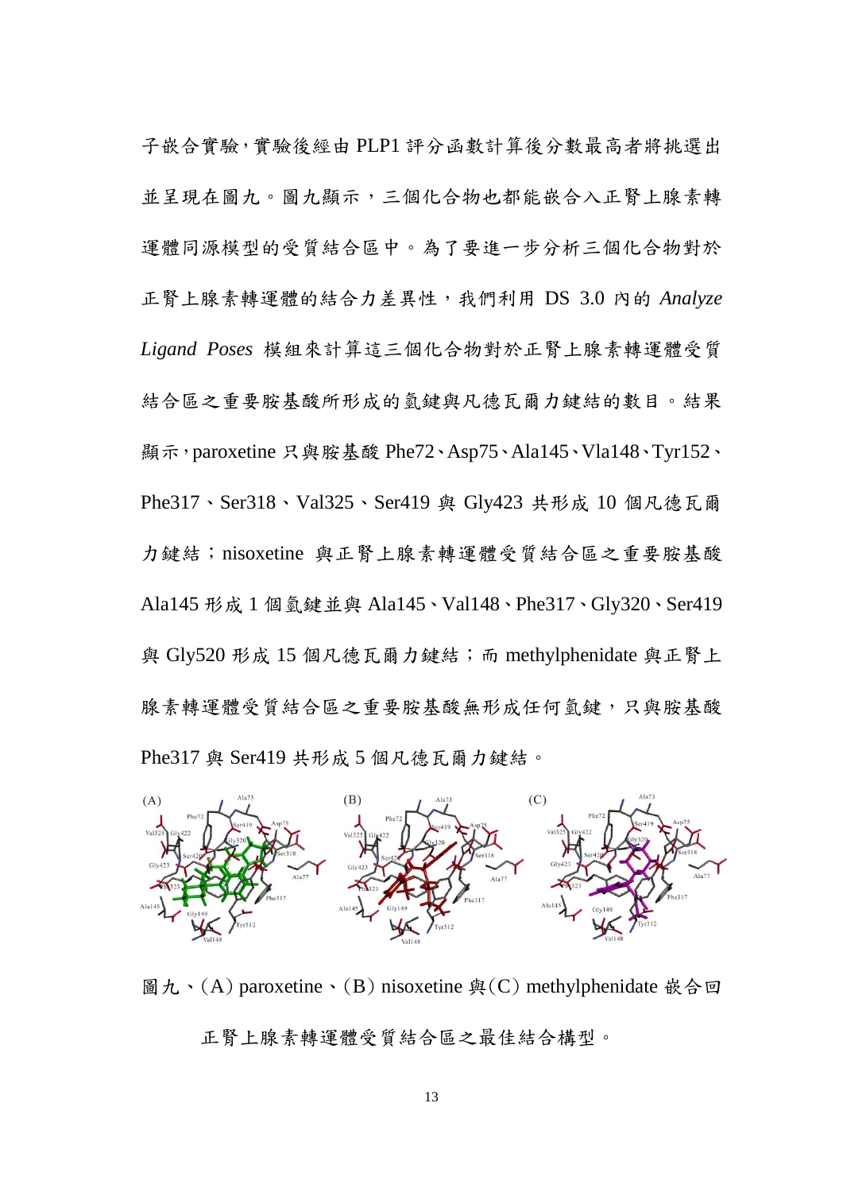子嵌合實驗，實驗後經由 PLP1 評分函數計算後分數最高者將挑選出並呈現在圖九。圖九顯示，三個化合物也都能嵌合入正腎上腺素轉運體同源模型的受質結合區中。為了要進一步分析三個化合物對於正腎上腺素轉運體的結合力差異性，我們利用 DS 3.0 內的 *Analyze Ligand Poses* 模組來計算這三個化合物對於正腎上腺素轉運體受質結合區之重要胺基酸所形成的氫鍵與凡德瓦爾力鍵結的數目。結果顯示，paroxetine 只與胺基酸 Phe72、Asp75、Ala145、Vla148、Tyr152、Phe317、Ser318、Val325、Ser419 與 Gly423 共形成 10 個凡德瓦爾力鍵結；nisoxetine 與正腎上腺素轉運體受質結合區之重要胺基酸 Ala145 形成 1 個氫鍵並與 Ala145、Val148、Phe317、Gly320、Ser419 與 Gly520 形成 15 個凡德瓦爾力鍵結；而 methylphenidate 與正腎上腺素轉運體受質結合區之重要胺基酸無形成任何氫鍵，只與胺基酸 Phe317 與 Ser419 共形成 5 個凡德瓦爾力鍵結。

圖九、(A) paroxetine、(B) nisoxetine 與(C) methylphenidate 嵌合回正腎上腺素轉運體受質結合區之最佳結合構型。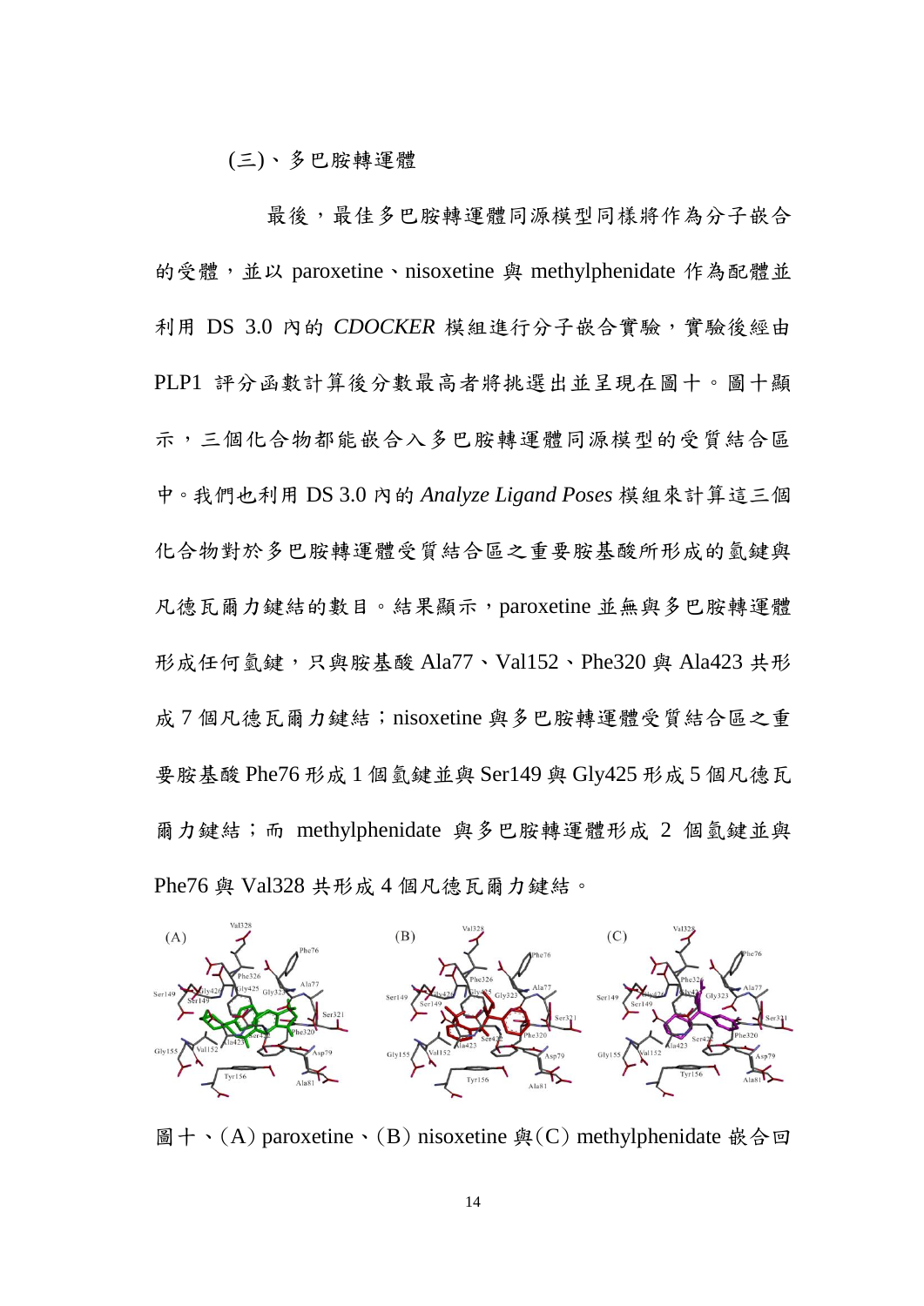### (三)、多巴胺轉運體

最後，最佳多巴胺轉運體同源模型同樣將作為分子嵌合的受體，並以 paroxetine、nisoxetine 與 methylphenidate 作為配體並利用 DS 3.0 內的 *CDOCKER* 模組進行分子嵌合實驗，實驗後經由 PLP1 評分函數計算後分數最高者將挑選出並呈現在圖十。圖十顯示，三個化合物都能嵌合入多巴胺轉運體同源模型的受質結合區中。我們也利用 DS 3.0 內的 *Analyze Ligand Poses* 模組來計算這三個化合物對於多巴胺轉運體受質結合區之重要胺基酸所形成的氫鍵與凡德瓦爾力鍵結的數目。結果顯示，paroxetine 並無與多巴胺轉運體形成任何氫鍵，只與胺基酸 Ala77、Val152、Phe320 與 Ala423 共形成 7 個凡德瓦爾力鍵結；nisoxetine 與多巴胺轉運體受質結合區之重要胺基酸 Phe76 形成 1 個氫鍵並與 Ser149 與 Gly425 形成 5 個凡德瓦爾力鍵結；而 methylphenidate 與多巴胺轉運體形成 2 個氫鍵並與 Phe76 與 Val328 共形成 4 個凡德瓦爾力鍵結。

圖十、(A) paroxetine、(B) nisoxetine 與(C) methylphenidate 嵌合回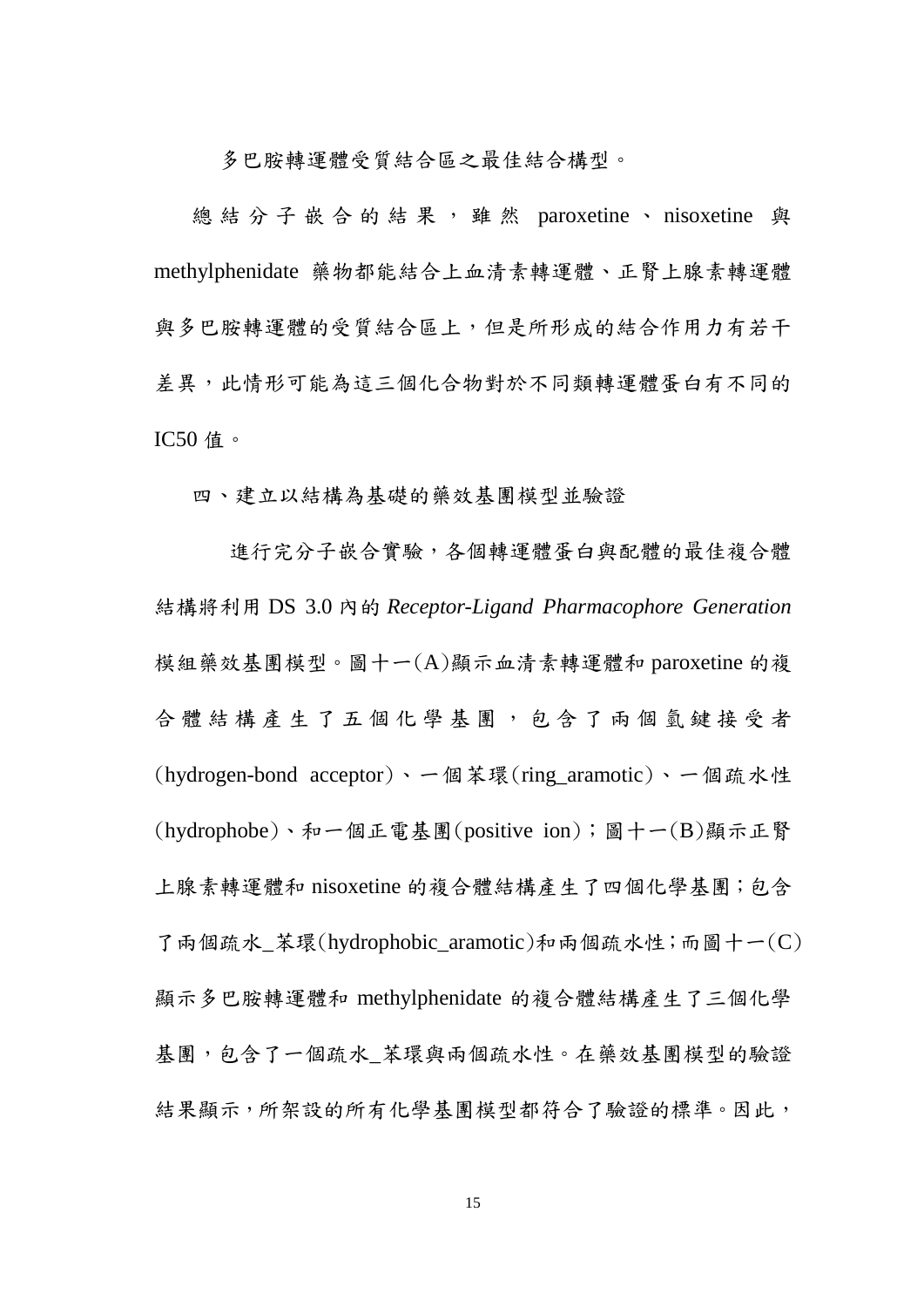多巴胺轉運體受質結合區之最佳結合構型。

總結分子嵌合的結果，雖然 paroxetine、nisoxetine 與 methylphenidate 藥物都能結合上血清素轉運體、正腎上腺素轉運體與多巴胺轉運體的受質結合區上，但是所形成的結合作用力有若干差異，此情形可能為這三個化合物對於不同類轉運體蛋白有不同的 IC50 值。

四、建立以結構為基礎的藥效基團模型並驗證

進行完分子嵌合實驗，各個轉運體蛋白與配體的最佳複合體結構將利用 DS 3.0 內的 *Receptor-Ligand Pharmacophore Generation* 模組藥效基團模型。圖十一(A)顯示血清素轉運體和 paroxetine 的複合體結構產生了五個化學基團，包含了兩個氫鍵接受者(hydrogen-bond acceptor)、一個苯環(ring_aramotic)、一個疏水性(hydrophobe)、和一個正電基團(positive ion)；圖十一(B)顯示正腎上腺素轉運體和 nisoxetine 的複合體結構產生了四個化學基團；包含了兩個疏水_苯環(hydrophobic_aramotic)和兩個疏水性；而圖十一(C)顯示多巴胺轉運體和 methylphenidate 的複合體結構產生了三個化學基團，包含了一個疏水_苯環與兩個疏水性。在藥效基團模型的驗證結果顯示，所架設的所有化學基團模型都符合了驗證的標準。因此，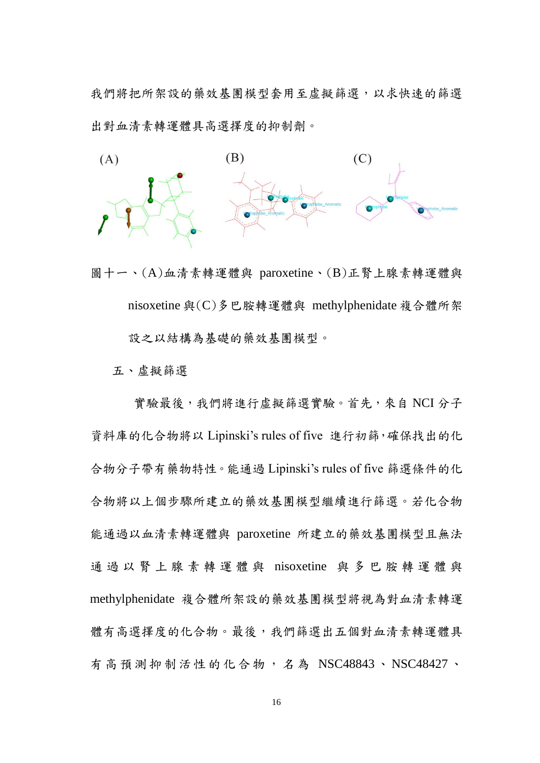我們將把所架設的藥效基團模型套用至虛擬篩選，以求快速的篩選出對血清素轉運體具高選擇度的抑制劑。

圖十一、(A)血清素轉運體與 paroxetine、(B)正腎上腺素轉運體與 nisoxetine 與(C)多巴胺轉運體與 methylphenidate 複合體所架設之以結構為基礎的藥效基團模型。

五、虛擬篩選

實驗最後，我們將進行虛擬篩選實驗。首先，來自 NCI 分子資料庫的化合物將以 Lipinski's rules of five 進行初篩，確保找出的化合物分子帶有藥物特性。能通過 Lipinski's rules of five 篩選條件的化合物將以上個步驟所建立的藥效基團模型繼續進行篩選。若化合物能通過以血清素轉運體與 paroxetine 所建立的藥效基團模型且無法通過以腎上腺素轉運體與 nisoxetine 與多巴胺轉運體與 methylphenidate 複合體所架設的藥效基團模型將視為對血清素轉運體有高選擇度的化合物。最後，我們篩選出五個對血清素轉運體具有高預測抑制活性的化合物，名為 NSC48843、NSC48427、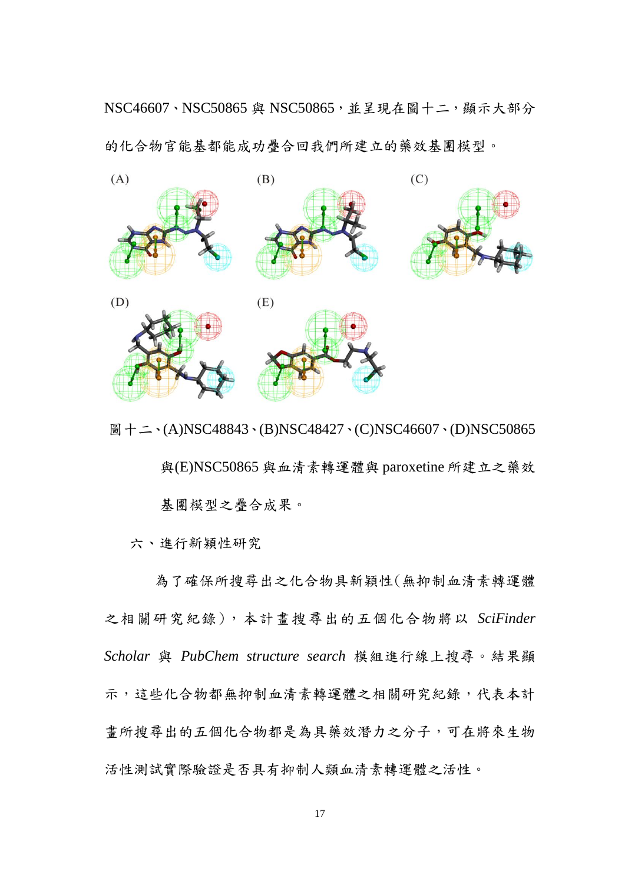NSC46607、NSC50865 與 NSC50865，並呈現在圖十二，顯示大部分的化合物官能基都能成功疊合回我們所建立的藥效基團模型。

圖十二、(A)NSC48843、(B)NSC48427、(C)NSC46607、(D)NSC50865 與(E)NSC50865 與血清素轉運體與 paroxetine 所建立之藥效基團模型之疊合成果。

六、進行新穎性研究

為了確保所搜尋出之化合物具新穎性(無抑制血清素轉運體之相關研究紀錄)，本計畫搜尋出的五個化合物將以 *SciFinder Scholar* 與 *PubChem structure search* 模組進行線上搜尋。結果顯示，這些化合物都無抑制血清素轉運體之相關研究紀錄，代表本計畫所搜尋出的五個化合物都是為具藥效潛力之分子，可在將來生物活性測試實際驗證是否具有抑制人類血清素轉運體之活性。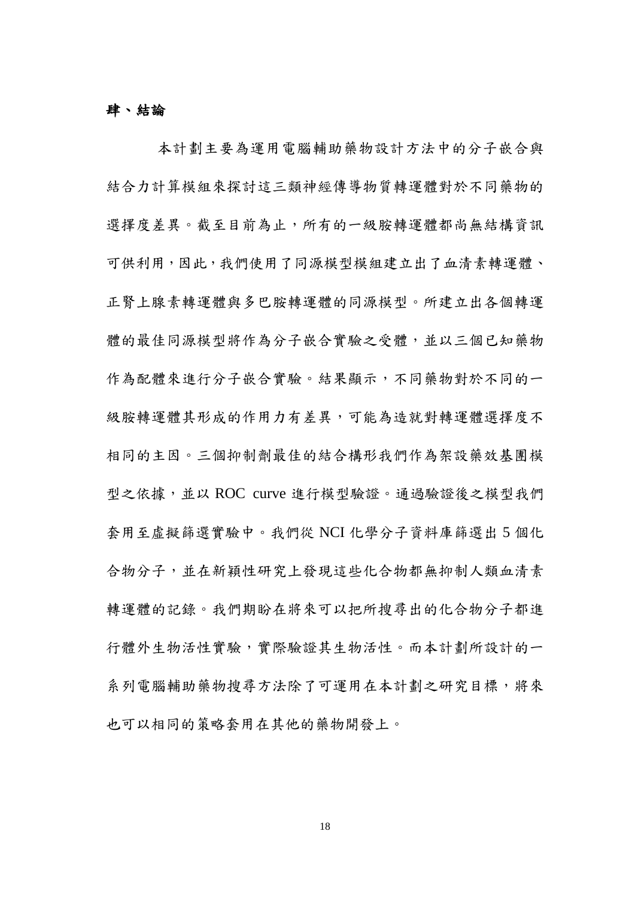## 肆、結論

本計劃主要為運用電腦輔助藥物設計方法中的分子嵌合與結合力計算模組來探討這三類神經傳導物質轉運體對於不同藥物的選擇度差異。截至目前為止，所有的一級胺轉運體都尚無結構資訊可供利用，因此，我們使用了同源模型模組建立出了血清素轉運體、正腎上腺素轉運體與多巴胺轉運體的同源模型。所建立出各個轉運體的最佳同源模型將作為分子嵌合實驗之受體，並以三個已知藥物作為配體來進行分子嵌合實驗。結果顯示，不同藥物對於不同的一級胺轉運體其形成的作用力有差異，可能為造就對轉運體選擇度不相同的主因。三個抑制劑最佳的結合構形我們作為架設藥效基團模型之依據，並以 ROC curve 進行模型驗證。通過驗證後之模型我們套用至虛擬篩選實驗中。我們從 NCI 化學分子資料庫篩選出 5 個化合物分子，並在新穎性研究上發現這些化合物都無抑制人類血清素轉運體的記錄。我們期盼在將來可以把所搜尋出的化合物分子都進行體外生物活性實驗，實際驗證其生物活性。而本計劃所設計的一系列電腦輔助藥物搜尋方法除了可運用在本計劃之研究目標，將來也可以相同的策略套用在其他的藥物開發上。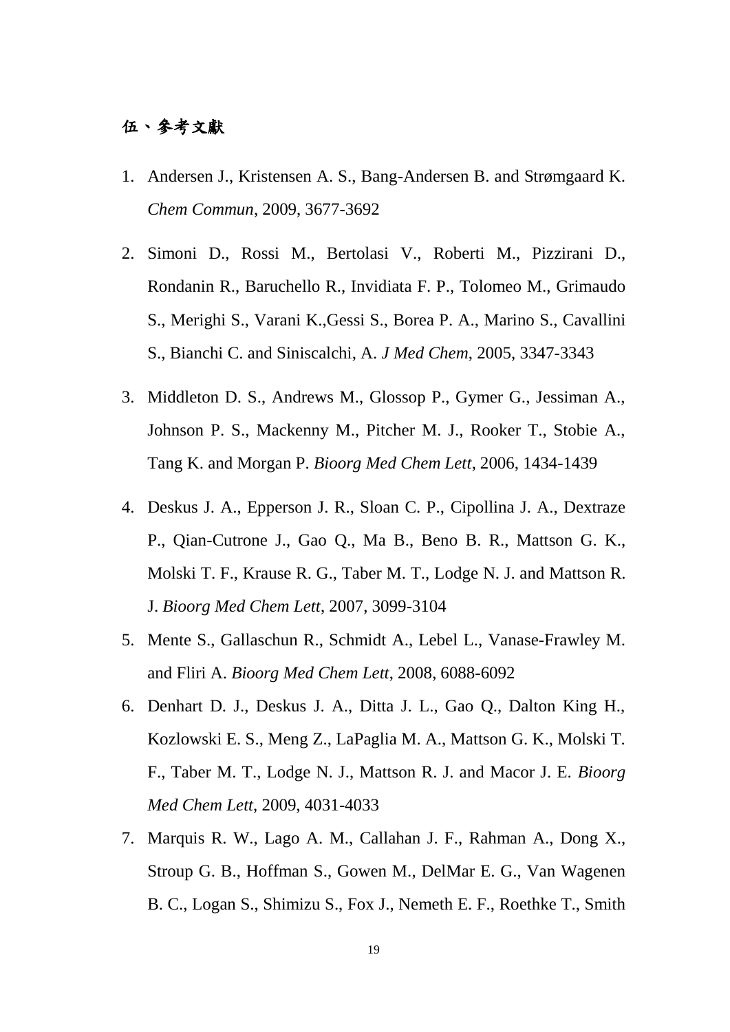## 伍、參考文獻

1. Andersen J., Kristensen A. S., Bang-Andersen B. and Strømgaard K. *Chem Commun*, 2009, 3677-3692
2. Simoni D., Rossi M., Bertolasi V., Roberti M., Pizzirani D., Rondanin R., Baruchello R., Invidiata F. P., Tolomeo M., Grimaudo S., Merighi S., Varani K.,Gessi S., Borea P. A., Marino S., Cavallini S., Bianchi C. and Siniscalchi, A. *J Med Chem*, 2005, 3347-3343
3. Middleton D. S., Andrews M., Glossop P., Gymer G., Jessiman A., Johnson P. S., Mackenny M., Pitcher M. J., Rooker T., Stobie A., Tang K. and Morgan P. *Bioorg Med Chem Lett*, 2006, 1434-1439
4. Deskus J. A., Epperson J. R., Sloan C. P., Cipollina J. A., Dextraze P., Qian-Cutrone J., Gao Q., Ma B., Beno B. R., Mattson G. K., Molski T. F., Krause R. G., Taber M. T., Lodge N. J. and Mattson R. J. *Bioorg Med Chem Lett*, 2007, 3099-3104
5. Mente S., Gallaschun R., Schmidt A., Lebel L., Vanase-Frawley M. and Fliri A. *Bioorg Med Chem Lett*, 2008, 6088-6092
6. Denhart D. J., Deskus J. A., Ditta J. L., Gao Q., Dalton King H., Kozlowski E. S., Meng Z., LaPaglia M. A., Mattson G. K., Molski T. F., Taber M. T., Lodge N. J., Mattson R. J. and Macor J. E. *Bioorg Med Chem Lett*, 2009, 4031-4033
7. Marquis R. W., Lago A. M., Callahan J. F., Rahman A., Dong X., Stroup G. B., Hoffman S., Gowen M., DelMar E. G., Van Wagenen B. C., Logan S., Shimizu S., Fox J., Nemeth E. F., Roethke T., Smith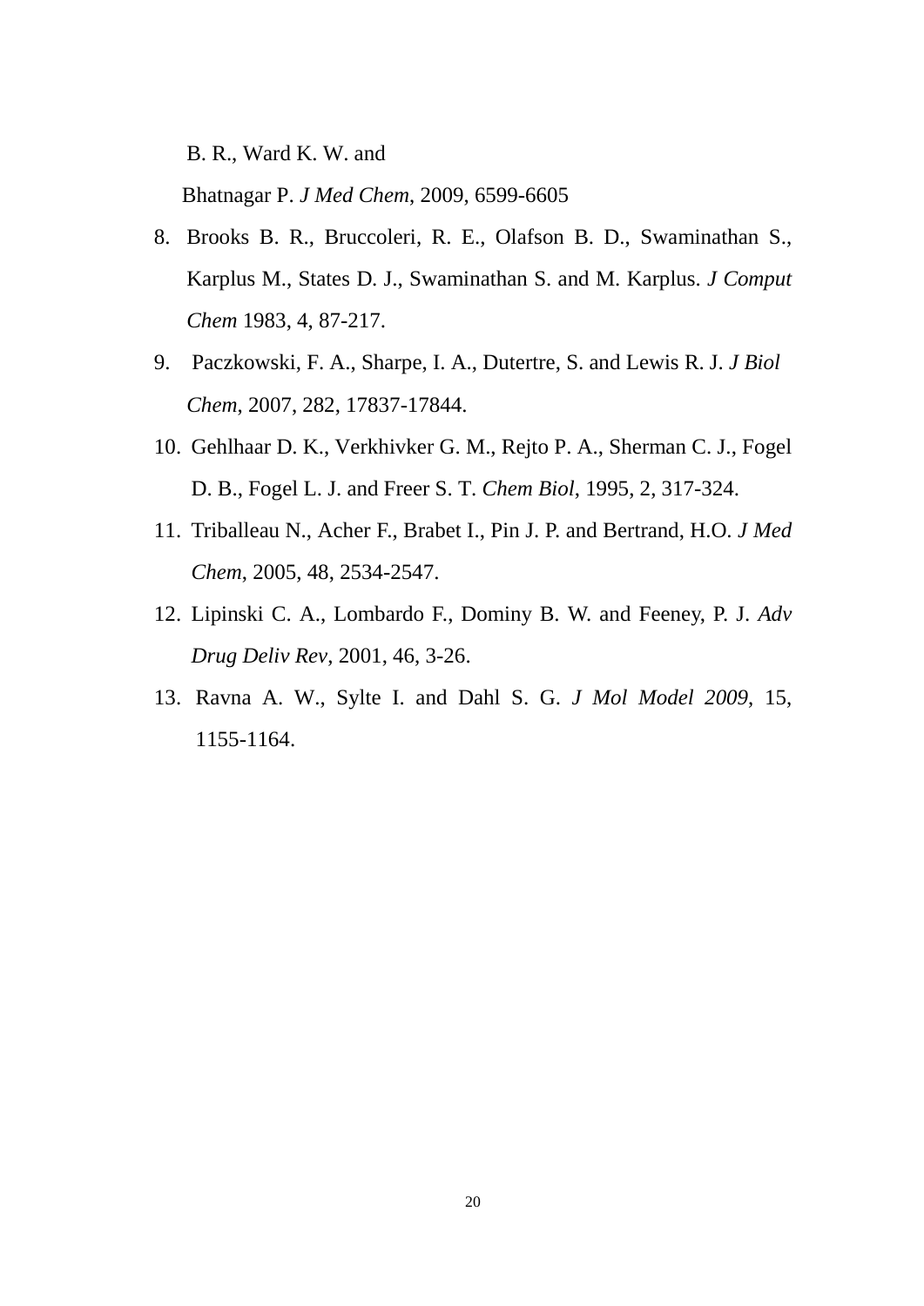B. R., Ward K. W. and Bhatnagar P. *J Med Chem*, 2009, 6599-6605

8. Brooks B. R., Bruccoleri, R. E., Olafson B. D., Swaminathan S., Karplus M., States D. J., Swaminathan S. and M. Karplus. *J Comput Chem* 1983, 4, 87-217.
9. Paczkowski, F. A., Sharpe, I. A., Dutertre, S. and Lewis R. J. *J Biol Chem*, 2007, 282, 17837-17844.
10. Gehlhaar D. K., Verkhivker G. M., Rejto P. A., Sherman C. J., Fogel D. B., Fogel L. J. and Freer S. T. *Chem Biol*, 1995, 2, 317-324.
11. Triballeau N., Acher F., Brabet I., Pin J. P. and Bertrand, H.O. *J Med Chem*, 2005, 48, 2534-2547.
12. Lipinski C. A., Lombardo F., Dominy B. W. and Feeney, P. J. *Adv Drug Deliv Rev*, 2001, 46, 3-26.
13. Ravna A. W., Sylte I. and Dahl S. G. *J Mol Model 2009*, 15, 1155-1164.